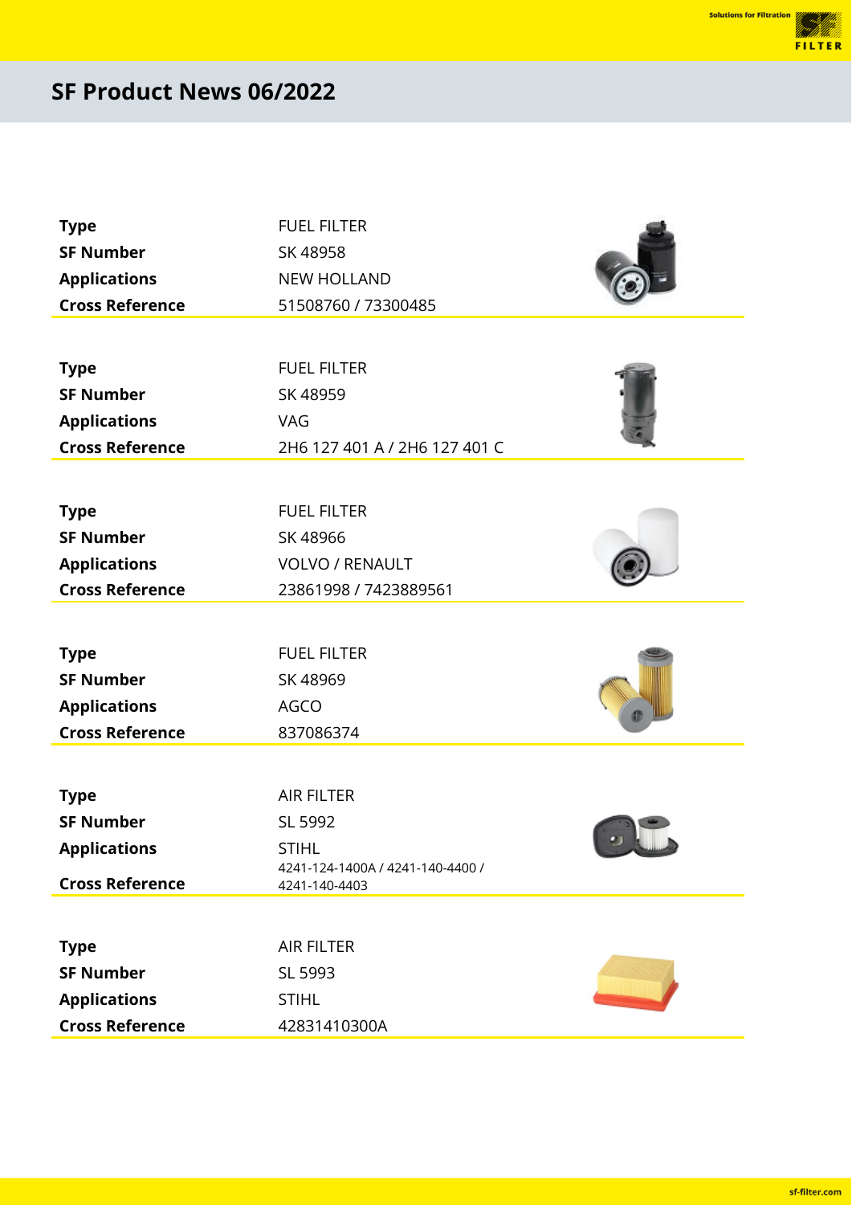# SF Product News 06/2022

| | |
|---|---|
| **Type** | FUEL FILTER |
| **SF Number** | SK 48958 |
| **Applications** | NEW HOLLAND |
| **Cross Reference** | 51508760 / 73300485 |

| | |
|---|---|
| **Type** | FUEL FILTER |
| **SF Number** | SK 48959 |
| **Applications** | VAG |
| **Cross Reference** | 2H6 127 401 A / 2H6 127 401 C |

| | |
|---|---|
| **Type** | FUEL FILTER |
| **SF Number** | SK 48966 |
| **Applications** | VOLVO / RENAULT |
| **Cross Reference** | 23861998 / 7423889561 |

| | |
|---|---|
| **Type** | FUEL FILTER |
| **SF Number** | SK 48969 |
| **Applications** | AGCO |
| **Cross Reference** | 837086374 |

| | |
|---|---|
| **Type** | AIR FILTER |
| **SF Number** | SL 5992 |
| **Applications** | STIHL |
| **Cross Reference** | 4241-124-1400A / 4241-140-4400 / 4241-140-4403 |

| | |
|---|---|
| **Type** | AIR FILTER |
| **SF Number** | SL 5993 |
| **Applications** | STIHL |
| **Cross Reference** | 42831410300A |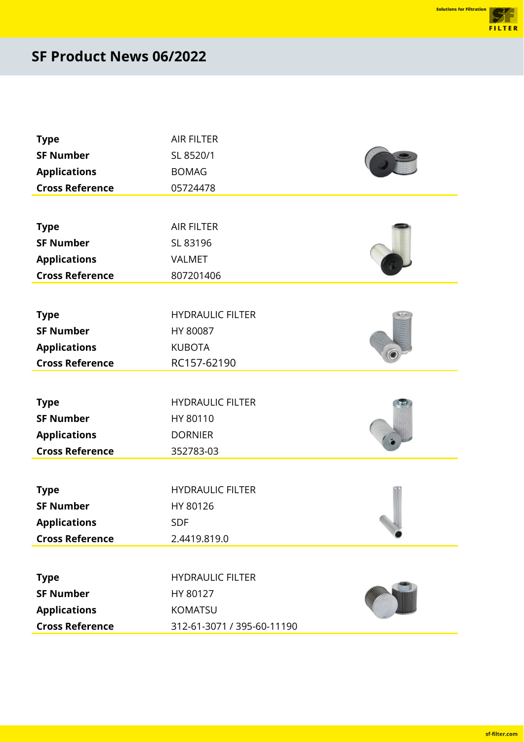# SF Product News 06/2022

| | |
|---|---|
| **Type** | AIR FILTER |
| **SF Number** | SL 8520/1 |
| **Applications** | BOMAG |
| **Cross Reference** | 05724478 |

| | |
|---|---|
| **Type** | AIR FILTER |
| **SF Number** | SL 83196 |
| **Applications** | VALMET |
| **Cross Reference** | 807201406 |

| | |
|---|---|
| **Type** | HYDRAULIC FILTER |
| **SF Number** | HY 80087 |
| **Applications** | KUBOTA |
| **Cross Reference** | RC157-62190 |

| | |
|---|---|
| **Type** | HYDRAULIC FILTER |
| **SF Number** | HY 80110 |
| **Applications** | DORNIER |
| **Cross Reference** | 352783-03 |

| | |
|---|---|
| **Type** | HYDRAULIC FILTER |
| **SF Number** | HY 80126 |
| **Applications** | SDF |
| **Cross Reference** | 2.4419.819.0 |

| | |
|---|---|
| **Type** | HYDRAULIC FILTER |
| **SF Number** | HY 80127 |
| **Applications** | KOMATSU |
| **Cross Reference** | 312-61-3071 / 395-60-11190 |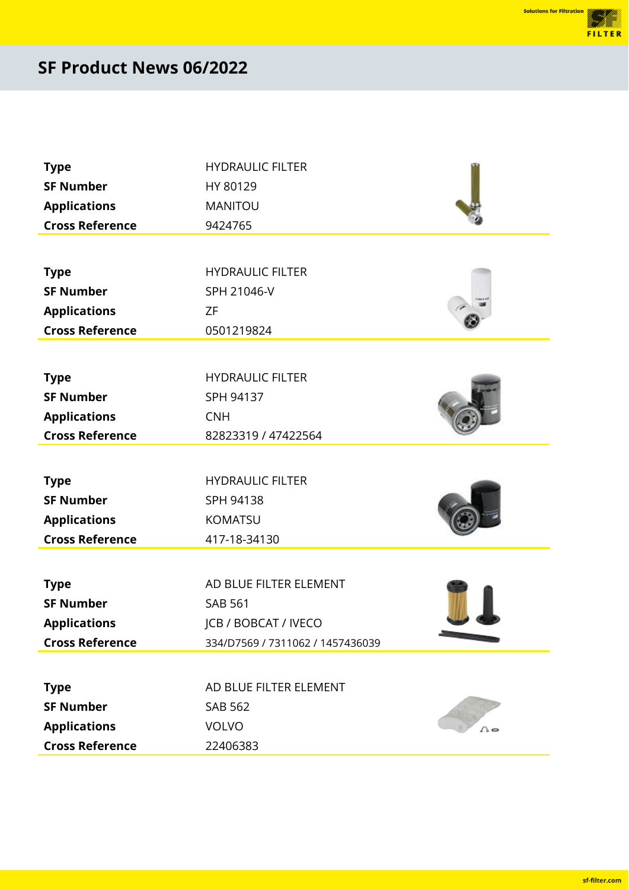# SF Product News 06/2022

| | |
|---|---|
| **Type** | HYDRAULIC FILTER |
| **SF Number** | HY 80129 |
| **Applications** | MANITOU |
| **Cross Reference** | 9424765 |

| | |
|---|---|
| **Type** | HYDRAULIC FILTER |
| **SF Number** | SPH 21046-V |
| **Applications** | ZF |
| **Cross Reference** | 0501219824 |

| | |
|---|---|
| **Type** | HYDRAULIC FILTER |
| **SF Number** | SPH 94137 |
| **Applications** | CNH |
| **Cross Reference** | 82823319 / 47422564 |

| | |
|---|---|
| **Type** | HYDRAULIC FILTER |
| **SF Number** | SPH 94138 |
| **Applications** | KOMATSU |
| **Cross Reference** | 417-18-34130 |

| | |
|---|---|
| **Type** | AD BLUE FILTER ELEMENT |
| **SF Number** | SAB 561 |
| **Applications** | JCB / BOBCAT / IVECO |
| **Cross Reference** | 334/D7569 / 7311062 / 1457436039 |

| | |
|---|---|
| **Type** | AD BLUE FILTER ELEMENT |
| **SF Number** | SAB 562 |
| **Applications** | VOLVO |
| **Cross Reference** | 22406383 |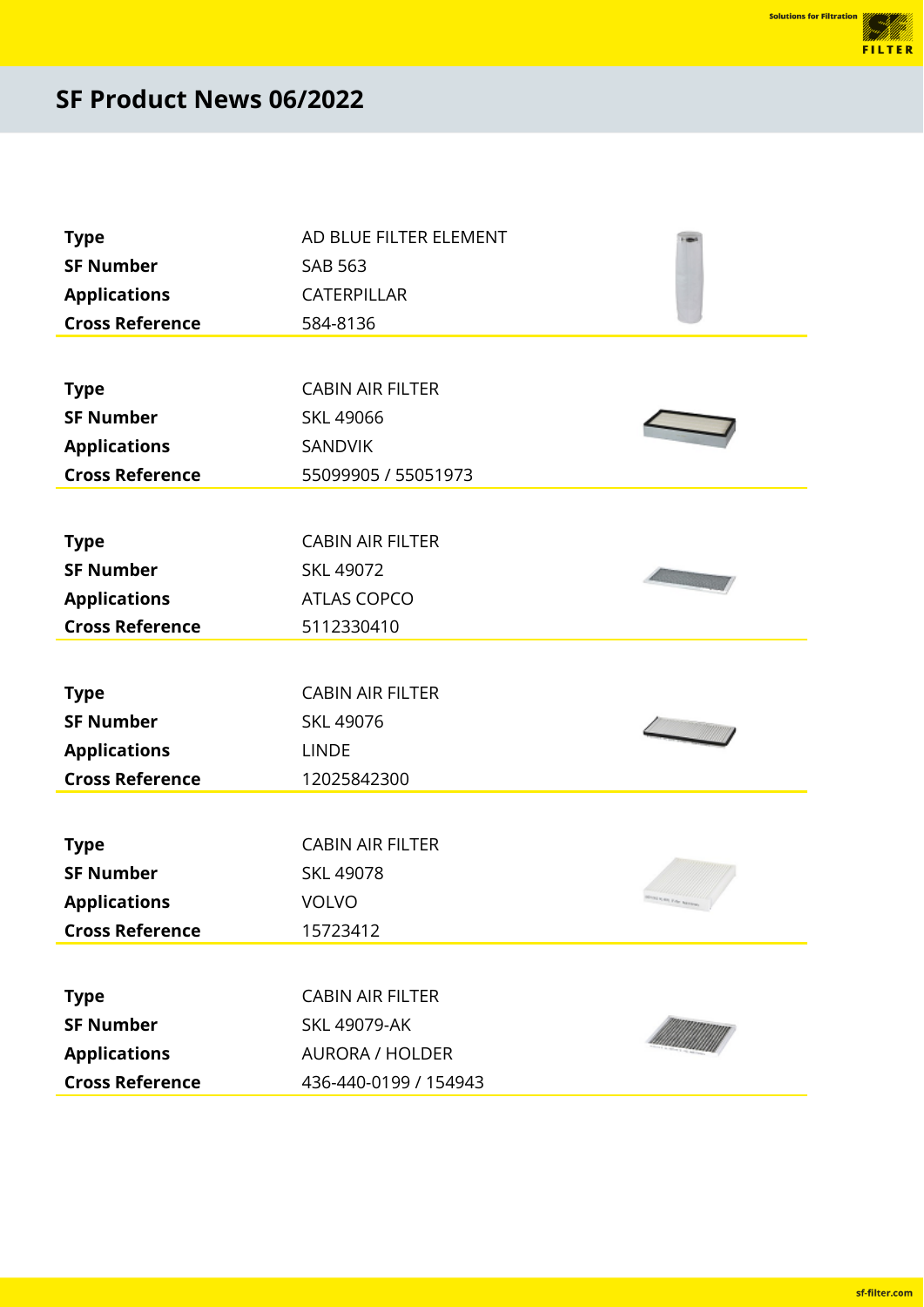## SF Product News 06/2022

| | |
|---|---|
| **Type** | AD BLUE FILTER ELEMENT |
| **SF Number** | SAB 563 |
| **Applications** | CATERPILLAR |
| **Cross Reference** | 584-8136 |

| | |
|---|---|
| **Type** | CABIN AIR FILTER |
| **SF Number** | SKL 49066 |
| **Applications** | SANDVIK |
| **Cross Reference** | 55099905 / 55051973 |

| | |
|---|---|
| **Type** | CABIN AIR FILTER |
| **SF Number** | SKL 49072 |
| **Applications** | ATLAS COPCO |
| **Cross Reference** | 5112330410 |

| | |
|---|---|
| **Type** | CABIN AIR FILTER |
| **SF Number** | SKL 49076 |
| **Applications** | LINDE |
| **Cross Reference** | 12025842300 |

| | |
|---|---|
| **Type** | CABIN AIR FILTER |
| **SF Number** | SKL 49078 |
| **Applications** | VOLVO |
| **Cross Reference** | 15723412 |

| | |
|---|---|
| **Type** | CABIN AIR FILTER |
| **SF Number** | SKL 49079-AK |
| **Applications** | AURORA / HOLDER |
| **Cross Reference** | 436-440-0199 / 154943 |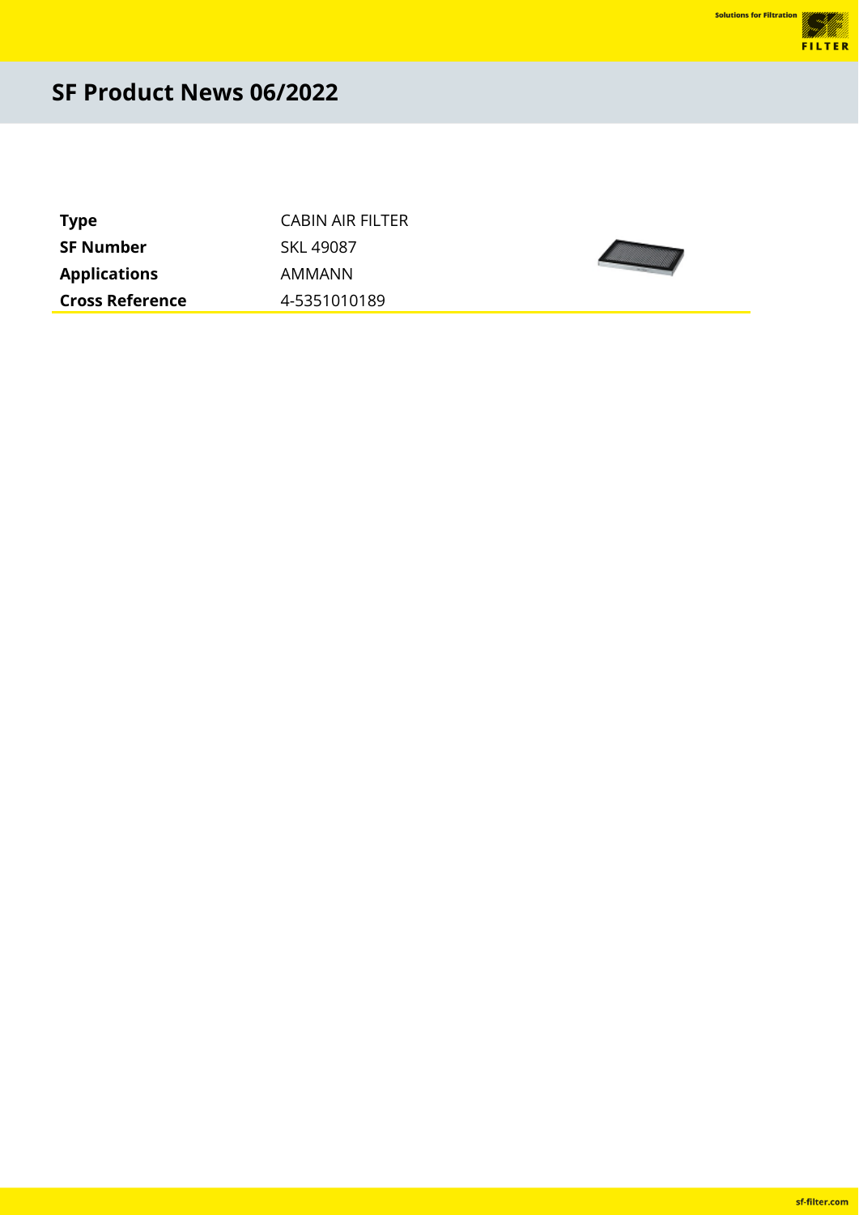# SF Product News 06/2022

| | |
|---|---|
| **Type** | CABIN AIR FILTER |
| **SF Number** | SKL 49087 |
| **Applications** | AMMANN |
| **Cross Reference** | 4-5351010189 |